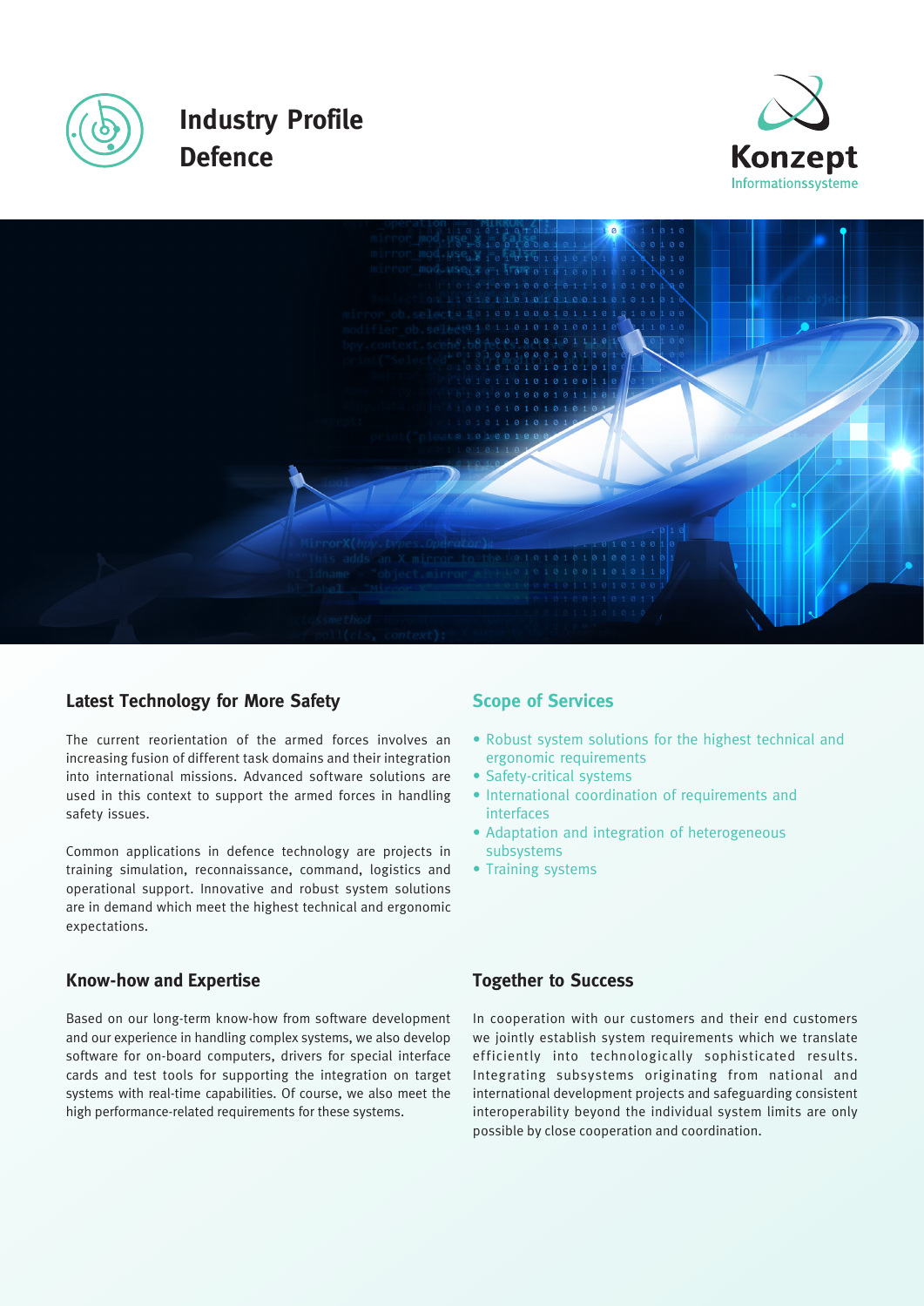# Industry Profile Defence

Konzept Informationssysteme

## Latest Technology for More Safety

The current reorientation of the armed forces involves an increasing fusion of different task domains and their integration into international missions. Advanced software solutions are used in this context to support the armed forces in handling safety issues.

Common applications in defence technology are projects in training simulation, reconnaissance, command, logistics and operational support. Innovative and robust system solutions are in demand which meet the highest technical and ergonomic expectations.

## Scope of Services

- Robust system solutions for the highest technical and ergonomic requirements
- Safety-critical systems
- International coordination of requirements and interfaces
- Adaptation and integration of heterogeneous subsystems
- Training systems

## Know-how and Expertise

Based on our long-term know-how from software development and our experience in handling complex systems, we also develop software for on-board computers, drivers for special interface cards and test tools for supporting the integration on target systems with real-time capabilities. Of course, we also meet the high performance-related requirements for these systems.

## Together to Success

In cooperation with our customers and their end customers we jointly establish system requirements which we translate efficiently into technologically sophisticated results. Integrating subsystems originating from national and international development projects and safeguarding consistent interoperability beyond the individual system limits are only possible by close cooperation and coordination.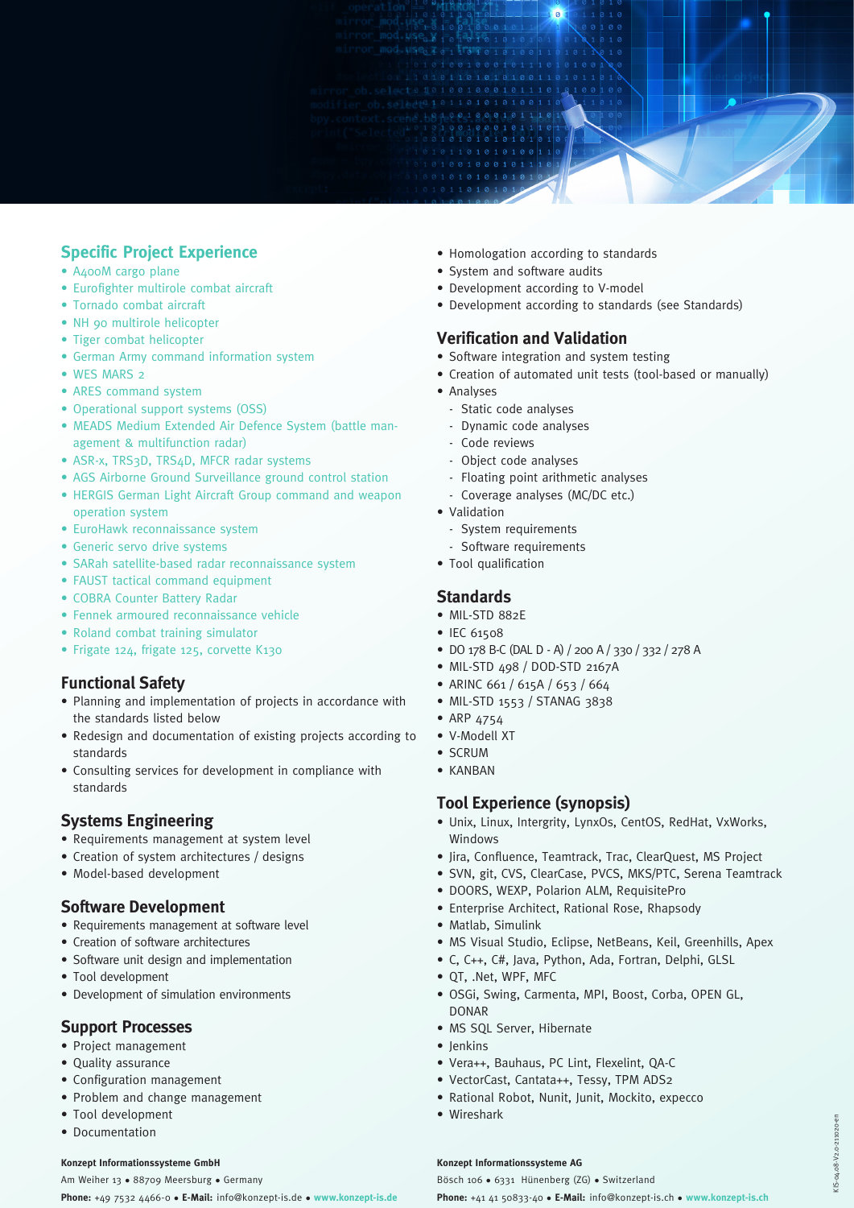## Specific Project Experience

- A400M cargo plane
- Eurofighter multirole combat aircraft
- Tornado combat aircraft
- NH 90 multirole helicopter
- Tiger combat helicopter
- German Army command information system
- WES MARS 2
- ARES command system
- Operational support systems (OSS)
- MEADS Medium Extended Air Defence System (battle management & multifunction radar)
- ASR-x, TRS3D, TRS4D, MFCR radar systems
- AGS Airborne Ground Surveillance ground control station
- HERGIS German Light Aircraft Group command and weapon operation system
- EuroHawk reconnaissance system
- Generic servo drive systems
- SARah satellite-based radar reconnaissance system
- FAUST tactical command equipment
- COBRA Counter Battery Radar
- Fennek armoured reconnaissance vehicle
- Roland combat training simulator
- Frigate 124, frigate 125, corvette K130

## Functional Safety

- Planning and implementation of projects in accordance with the standards listed below
- Redesign and documentation of existing projects according to standards
- Consulting services for development in compliance with standards

## Systems Engineering

- Requirements management at system level
- Creation of system architectures / designs
- Model-based development

## Software Development

- Requirements management at software level
- Creation of software architectures
- Software unit design and implementation
- Tool development
- Development of simulation environments

## Support Processes

- Project management
- Quality assurance
- Configuration management
- Problem and change management
- Tool development
- Documentation
- Homologation according to standards
- System and software audits
- Development according to V-model
- Development according to standards (see Standards)

## Verification and Validation

- Software integration and system testing
- Creation of automated unit tests (tool-based or manually)
- Analyses
  - Static code analyses
  - Dynamic code analyses
  - Code reviews
  - Object code analyses
  - Floating point arithmetic analyses
  - Coverage analyses (MC/DC etc.)
- Validation
  - System requirements
  - Software requirements
- Tool qualification

## Standards

- MIL-STD 882E
- IEC 61508
- DO 178 B-C (DAL D - A) / 200 A / 330 / 332 / 278 A
- MIL-STD 498 / DOD-STD 2167A
- ARINC 661 / 615A / 653 / 664
- MIL-STD 1553 / STANAG 3838
- ARP 4754
- V-Modell XT
- SCRUM
- KANBAN

## Tool Experience (synopsis)

- Unix, Linux, Intergrity, LynxOs, CentOS, RedHat, VxWorks, Windows
- Jira, Confluence, Teamtrack, Trac, ClearQuest, MS Project
- SVN, git, CVS, ClearCase, PVCS, MKS/PTC, Serena Teamtrack
- DOORS, WEXP, Polarion ALM, RequisitePro
- Enterprise Architect, Rational Rose, Rhapsody
- Matlab, Simulink
- MS Visual Studio, Eclipse, NetBeans, Keil, Greenhills, Apex
- C, C++, C#, Java, Python, Ada, Fortran, Delphi, GLSL
- QT, .Net, WPF, MFC
- OSGi, Swing, Carmenta, MPI, Boost, Corba, OPEN GL, DONAR
- MS SQL Server, Hibernate
- Jenkins
- Vera++, Bauhaus, PC Lint, Flexelint, QA-C
- VectorCast, Cantata++, Tessy, TPM ADS2
- Rational Robot, Nunit, Junit, Mockito, expecco
- Wireshark

**Konzept Informationssysteme GmbH**
Am Weiher 13 • 88709 Meersburg • Germany
**Phone:** +49 7532 4466-0 • **E-Mail:** info@konzept-is.de • **www.konzept-is.de**

**Konzept Informationssysteme AG**
Bösch 106 • 6331 Hünenberg (ZG) • Switzerland
**Phone:** +41 41 50833-40 • **E-Mail:** info@konzept-is.ch • **www.konzept-is.ch**

KIS-04.08-V2.0-211020-en